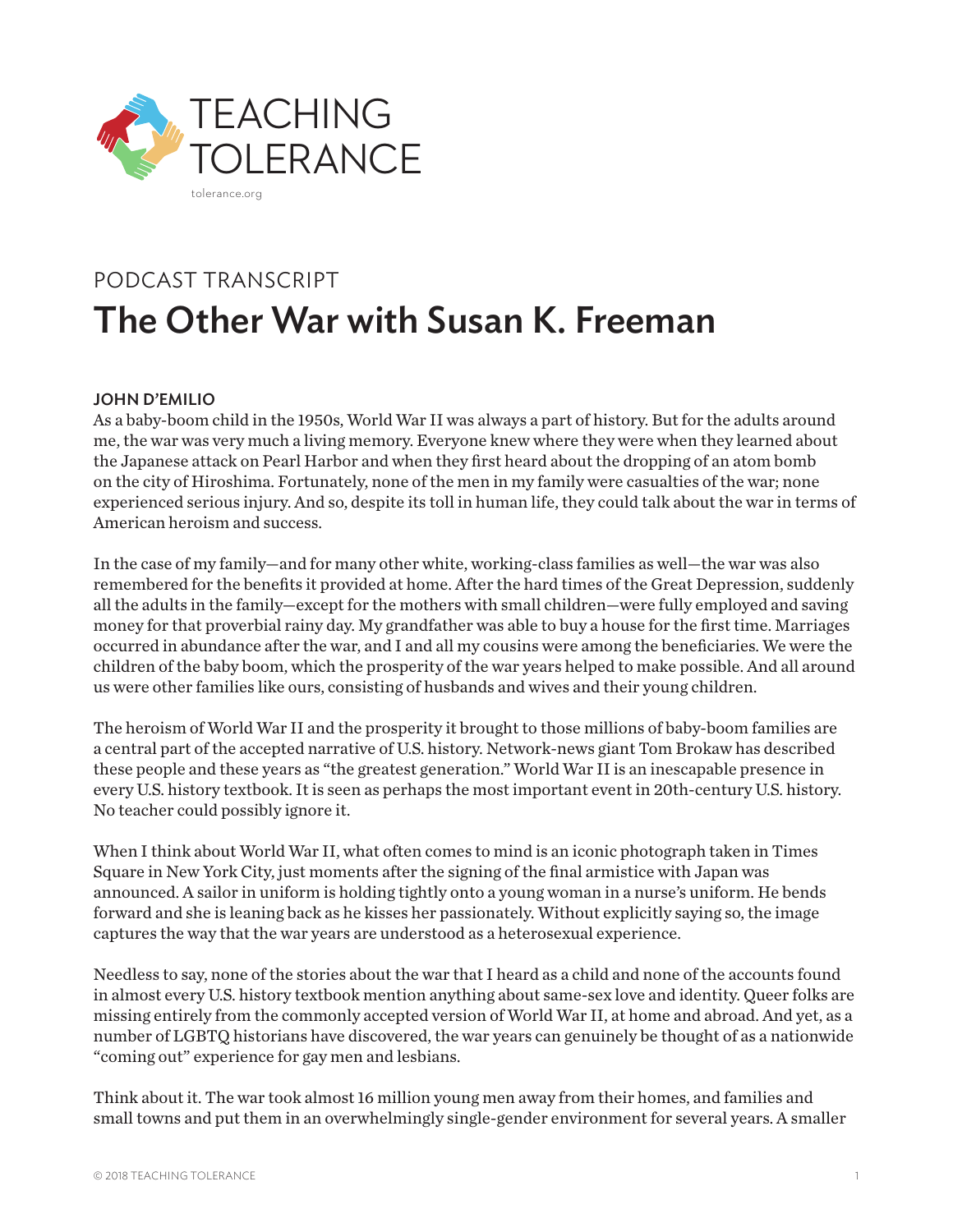TEACHING TOLERANCE

tolerance.org

PODCAST TRANSCRIPT

# The Other War with Susan K. Freeman

**JOHN D'EMILIO**

As a baby-boom child in the 1950s, World War II was always a part of history. But for the adults around me, the war was very much a living memory. Everyone knew where they were when they learned about the Japanese attack on Pearl Harbor and when they first heard about the dropping of an atom bomb on the city of Hiroshima. Fortunately, none of the men in my family were casualties of the war; none experienced serious injury. And so, despite its toll in human life, they could talk about the war in terms of American heroism and success.

In the case of my family—and for many other white, working-class families as well—the war was also remembered for the benefits it provided at home. After the hard times of the Great Depression, suddenly all the adults in the family—except for the mothers with small children—were fully employed and saving money for that proverbial rainy day. My grandfather was able to buy a house for the first time. Marriages occurred in abundance after the war, and I and all my cousins were among the beneficiaries. We were the children of the baby boom, which the prosperity of the war years helped to make possible. And all around us were other families like ours, consisting of husbands and wives and their young children.

The heroism of World War II and the prosperity it brought to those millions of baby-boom families are a central part of the accepted narrative of U.S. history. Network-news giant Tom Brokaw has described these people and these years as "the greatest generation." World War II is an inescapable presence in every U.S. history textbook. It is seen as perhaps the most important event in 20th-century U.S. history. No teacher could possibly ignore it.

When I think about World War II, what often comes to mind is an iconic photograph taken in Times Square in New York City, just moments after the signing of the final armistice with Japan was announced. A sailor in uniform is holding tightly onto a young woman in a nurse's uniform. He bends forward and she is leaning back as he kisses her passionately. Without explicitly saying so, the image captures the way that the war years are understood as a heterosexual experience.

Needless to say, none of the stories about the war that I heard as a child and none of the accounts found in almost every U.S. history textbook mention anything about same-sex love and identity. Queer folks are missing entirely from the commonly accepted version of World War II, at home and abroad. And yet, as a number of LGBTQ historians have discovered, the war years can genuinely be thought of as a nationwide "coming out" experience for gay men and lesbians.

Think about it. The war took almost 16 million young men away from their homes, and families and small towns and put them in an overwhelmingly single-gender environment for several years. A smaller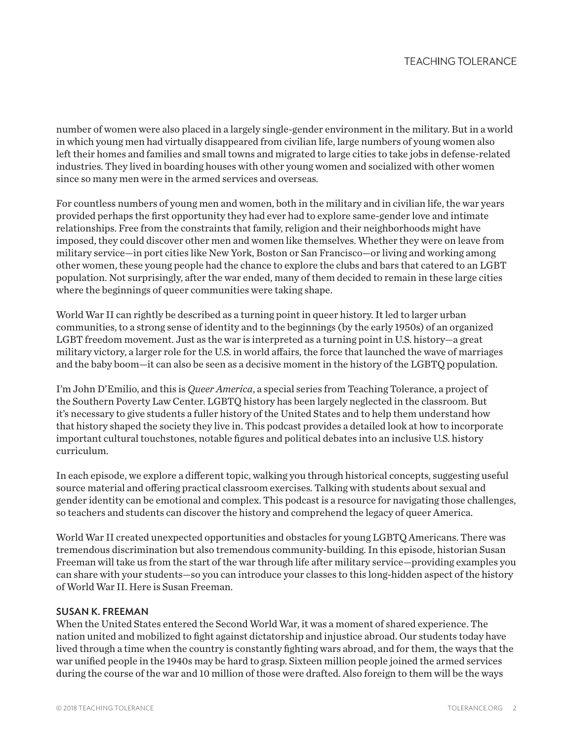number of women were also placed in a largely single-gender environment in the military. But in a world in which young men had virtually disappeared from civilian life, large numbers of young women also left their homes and families and small towns and migrated to large cities to take jobs in defense-related industries. They lived in boarding houses with other young women and socialized with other women since so many men were in the armed services and overseas.

For countless numbers of young men and women, both in the military and in civilian life, the war years provided perhaps the first opportunity they had ever had to explore same-gender love and intimate relationships. Free from the constraints that family, religion and their neighborhoods might have imposed, they could discover other men and women like themselves. Whether they were on leave from military service—in port cities like New York, Boston or San Francisco—or living and working among other women, these young people had the chance to explore the clubs and bars that catered to an LGBT population. Not surprisingly, after the war ended, many of them decided to remain in these large cities where the beginnings of queer communities were taking shape.

World War II can rightly be described as a turning point in queer history. It led to larger urban communities, to a strong sense of identity and to the beginnings (by the early 1950s) of an organized LGBT freedom movement. Just as the war is interpreted as a turning point in U.S. history—a great military victory, a larger role for the U.S. in world affairs, the force that launched the wave of marriages and the baby boom—it can also be seen as a decisive moment in the history of the LGBTQ population.

I'm John D'Emilio, and this is *Queer America*, a special series from Teaching Tolerance, a project of the Southern Poverty Law Center. LGBTQ history has been largely neglected in the classroom. But it's necessary to give students a fuller history of the United States and to help them understand how that history shaped the society they live in. This podcast provides a detailed look at how to incorporate important cultural touchstones, notable figures and political debates into an inclusive U.S. history curriculum.

In each episode, we explore a different topic, walking you through historical concepts, suggesting useful source material and offering practical classroom exercises. Talking with students about sexual and gender identity can be emotional and complex. This podcast is a resource for navigating those challenges, so teachers and students can discover the history and comprehend the legacy of queer America.

World War II created unexpected opportunities and obstacles for young LGBTQ Americans. There was tremendous discrimination but also tremendous community-building. In this episode, historian Susan Freeman will take us from the start of the war through life after military service—providing examples you can share with your students—so you can introduce your classes to this long-hidden aspect of the history of World War II. Here is Susan Freeman.

**SUSAN K. FREEMAN**

When the United States entered the Second World War, it was a moment of shared experience. The nation united and mobilized to fight against dictatorship and injustice abroad. Our students today have lived through a time when the country is constantly fighting wars abroad, and for them, the ways that the war unified people in the 1940s may be hard to grasp. Sixteen million people joined the armed services during the course of the war and 10 million of those were drafted. Also foreign to them will be the ways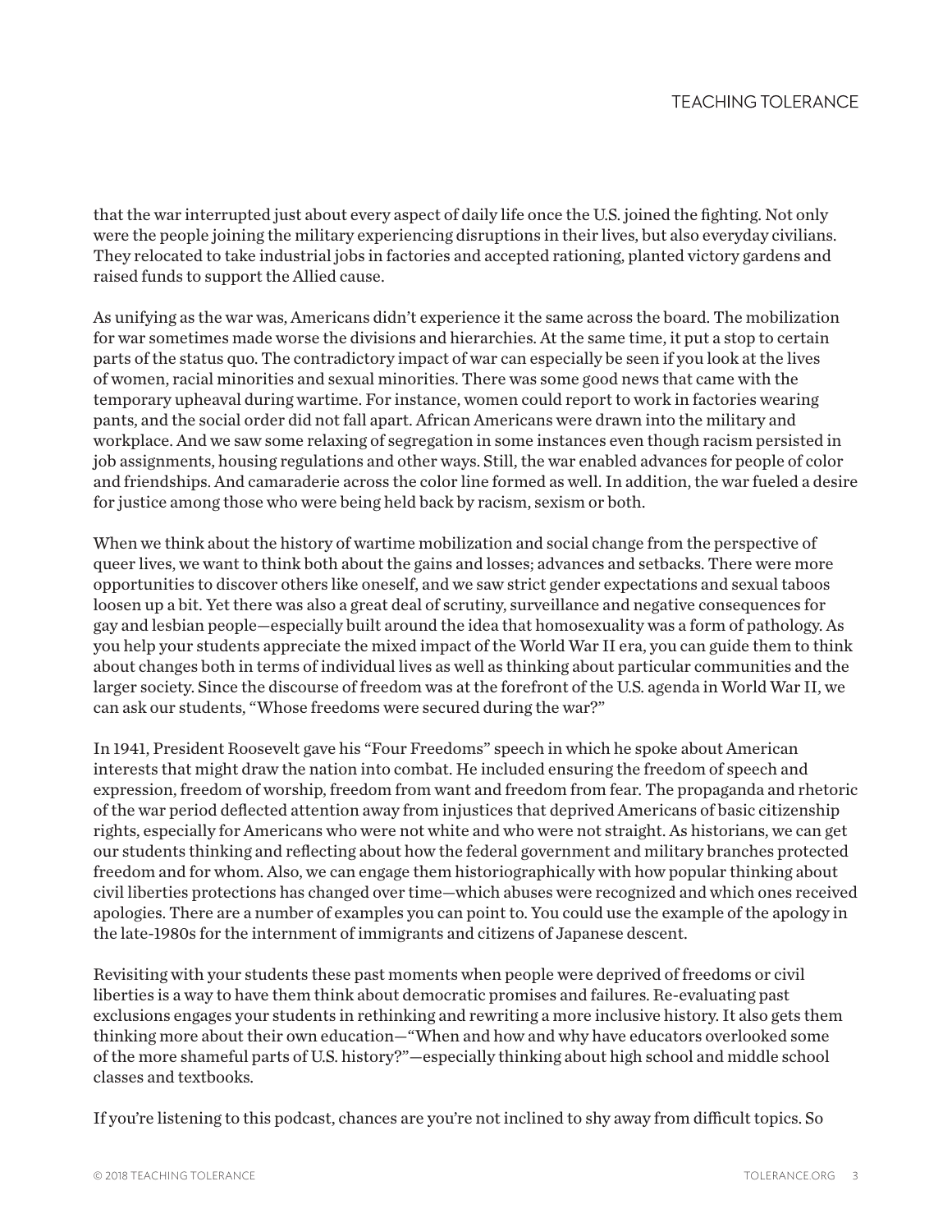that the war interrupted just about every aspect of daily life once the U.S. joined the fighting. Not only were the people joining the military experiencing disruptions in their lives, but also everyday civilians. They relocated to take industrial jobs in factories and accepted rationing, planted victory gardens and raised funds to support the Allied cause.

As unifying as the war was, Americans didn't experience it the same across the board. The mobilization for war sometimes made worse the divisions and hierarchies. At the same time, it put a stop to certain parts of the status quo. The contradictory impact of war can especially be seen if you look at the lives of women, racial minorities and sexual minorities. There was some good news that came with the temporary upheaval during wartime. For instance, women could report to work in factories wearing pants, and the social order did not fall apart. African Americans were drawn into the military and workplace. And we saw some relaxing of segregation in some instances even though racism persisted in job assignments, housing regulations and other ways. Still, the war enabled advances for people of color and friendships. And camaraderie across the color line formed as well. In addition, the war fueled a desire for justice among those who were being held back by racism, sexism or both.

When we think about the history of wartime mobilization and social change from the perspective of queer lives, we want to think both about the gains and losses; advances and setbacks. There were more opportunities to discover others like oneself, and we saw strict gender expectations and sexual taboos loosen up a bit. Yet there was also a great deal of scrutiny, surveillance and negative consequences for gay and lesbian people—especially built around the idea that homosexuality was a form of pathology. As you help your students appreciate the mixed impact of the World War II era, you can guide them to think about changes both in terms of individual lives as well as thinking about particular communities and the larger society. Since the discourse of freedom was at the forefront of the U.S. agenda in World War II, we can ask our students, "Whose freedoms were secured during the war?"

In 1941, President Roosevelt gave his "Four Freedoms" speech in which he spoke about American interests that might draw the nation into combat. He included ensuring the freedom of speech and expression, freedom of worship, freedom from want and freedom from fear. The propaganda and rhetoric of the war period deflected attention away from injustices that deprived Americans of basic citizenship rights, especially for Americans who were not white and who were not straight. As historians, we can get our students thinking and reflecting about how the federal government and military branches protected freedom and for whom. Also, we can engage them historiographically with how popular thinking about civil liberties protections has changed over time—which abuses were recognized and which ones received apologies. There are a number of examples you can point to. You could use the example of the apology in the late-1980s for the internment of immigrants and citizens of Japanese descent.

Revisiting with your students these past moments when people were deprived of freedoms or civil liberties is a way to have them think about democratic promises and failures. Re-evaluating past exclusions engages your students in rethinking and rewriting a more inclusive history. It also gets them thinking more about their own education—"When and how and why have educators overlooked some of the more shameful parts of U.S. history?"—especially thinking about high school and middle school classes and textbooks.

If you're listening to this podcast, chances are you're not inclined to shy away from difficult topics. So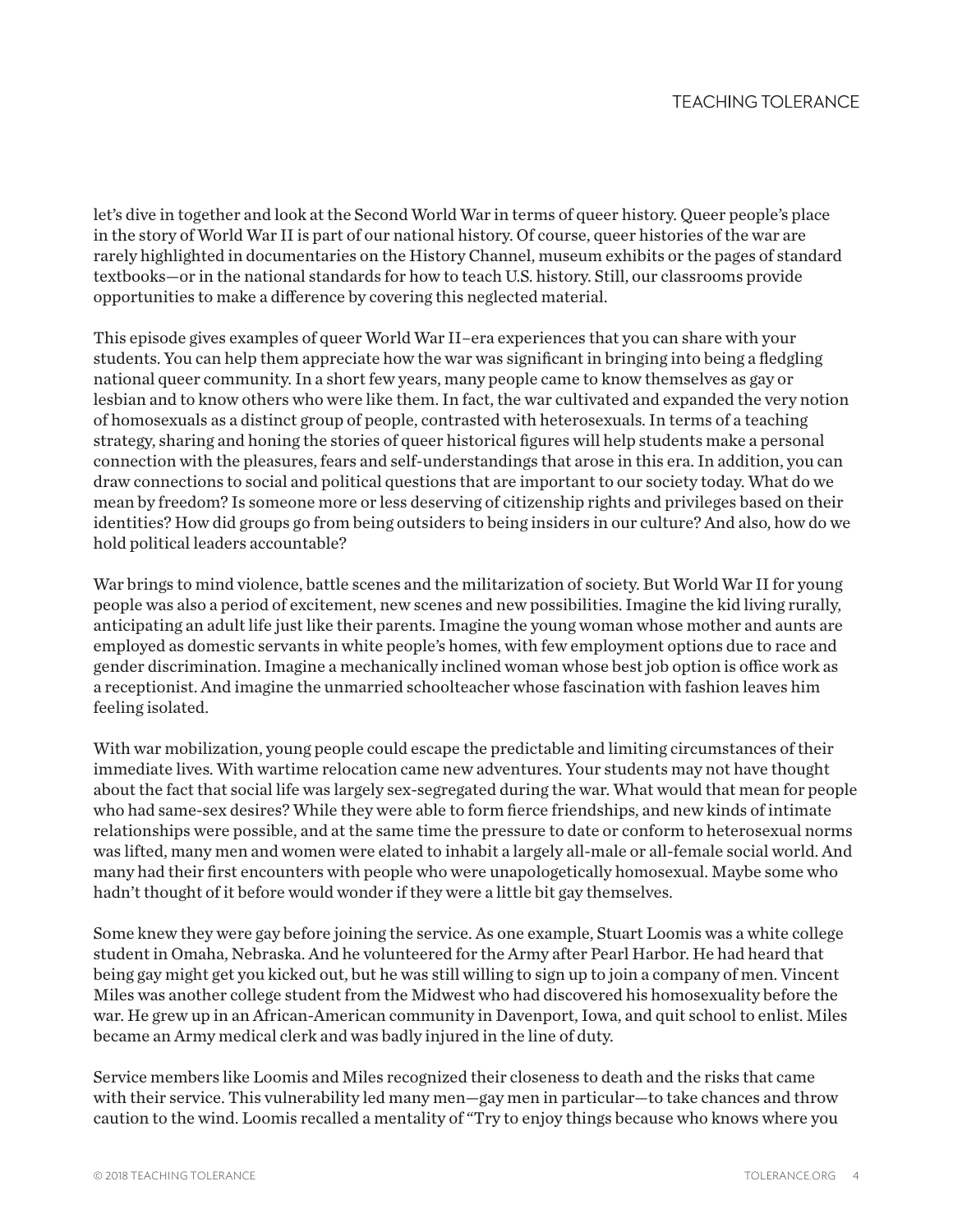let's dive in together and look at the Second World War in terms of queer history. Queer people's place in the story of World War II is part of our national history. Of course, queer histories of the war are rarely highlighted in documentaries on the History Channel, museum exhibits or the pages of standard textbooks—or in the national standards for how to teach U.S. history. Still, our classrooms provide opportunities to make a difference by covering this neglected material.

This episode gives examples of queer World War II–era experiences that you can share with your students. You can help them appreciate how the war was significant in bringing into being a fledgling national queer community. In a short few years, many people came to know themselves as gay or lesbian and to know others who were like them. In fact, the war cultivated and expanded the very notion of homosexuals as a distinct group of people, contrasted with heterosexuals. In terms of a teaching strategy, sharing and honing the stories of queer historical figures will help students make a personal connection with the pleasures, fears and self-understandings that arose in this era. In addition, you can draw connections to social and political questions that are important to our society today. What do we mean by freedom? Is someone more or less deserving of citizenship rights and privileges based on their identities? How did groups go from being outsiders to being insiders in our culture? And also, how do we hold political leaders accountable?

War brings to mind violence, battle scenes and the militarization of society. But World War II for young people was also a period of excitement, new scenes and new possibilities. Imagine the kid living rurally, anticipating an adult life just like their parents. Imagine the young woman whose mother and aunts are employed as domestic servants in white people's homes, with few employment options due to race and gender discrimination. Imagine a mechanically inclined woman whose best job option is office work as a receptionist. And imagine the unmarried schoolteacher whose fascination with fashion leaves him feeling isolated.

With war mobilization, young people could escape the predictable and limiting circumstances of their immediate lives. With wartime relocation came new adventures. Your students may not have thought about the fact that social life was largely sex-segregated during the war. What would that mean for people who had same-sex desires? While they were able to form fierce friendships, and new kinds of intimate relationships were possible, and at the same time the pressure to date or conform to heterosexual norms was lifted, many men and women were elated to inhabit a largely all-male or all-female social world. And many had their first encounters with people who were unapologetically homosexual. Maybe some who hadn't thought of it before would wonder if they were a little bit gay themselves.

Some knew they were gay before joining the service. As one example, Stuart Loomis was a white college student in Omaha, Nebraska. And he volunteered for the Army after Pearl Harbor. He had heard that being gay might get you kicked out, but he was still willing to sign up to join a company of men. Vincent Miles was another college student from the Midwest who had discovered his homosexuality before the war. He grew up in an African-American community in Davenport, Iowa, and quit school to enlist. Miles became an Army medical clerk and was badly injured in the line of duty.

Service members like Loomis and Miles recognized their closeness to death and the risks that came with their service. This vulnerability led many men—gay men in particular—to take chances and throw caution to the wind. Loomis recalled a mentality of "Try to enjoy things because who knows where you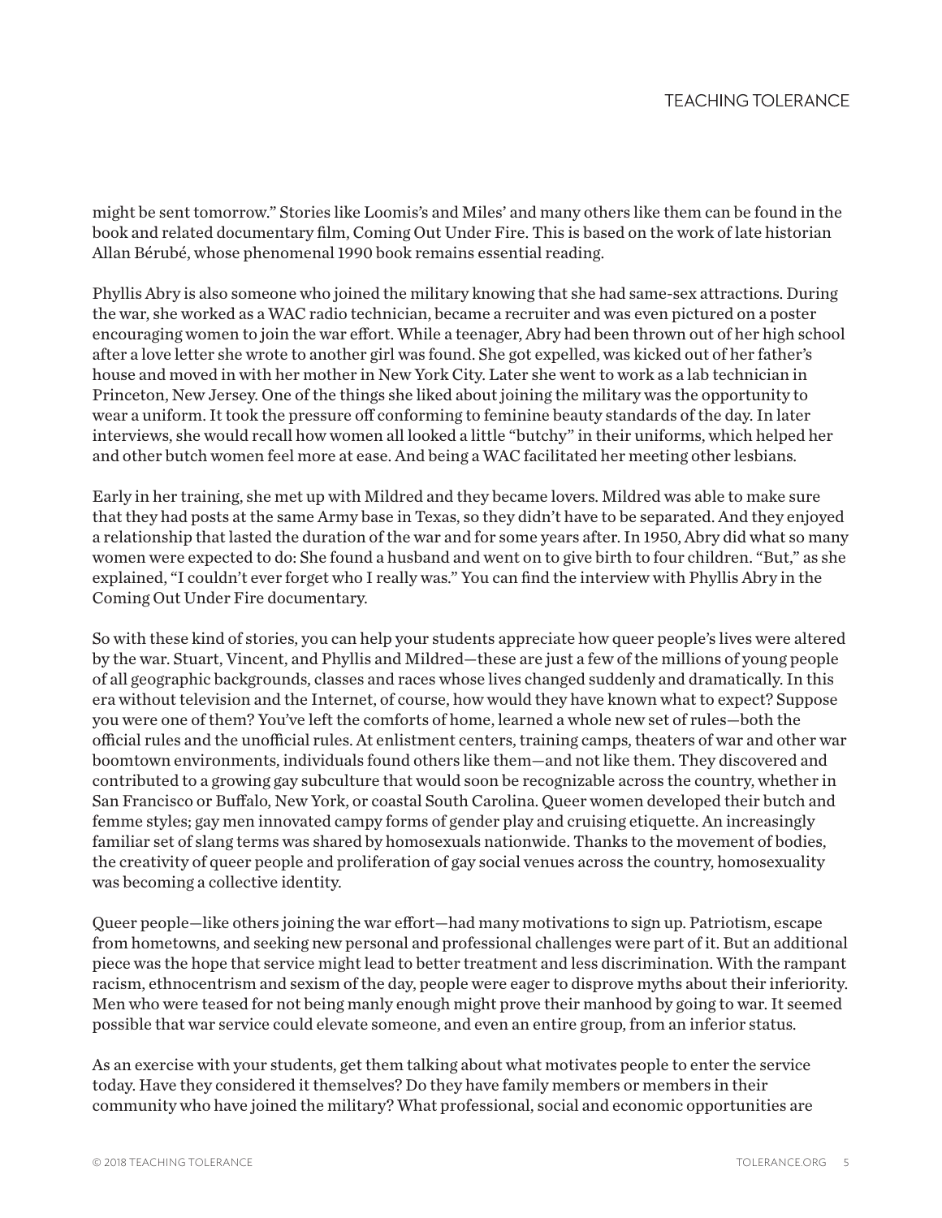might be sent tomorrow." Stories like Loomis's and Miles' and many others like them can be found in the book and related documentary film, Coming Out Under Fire. This is based on the work of late historian Allan Bérubé, whose phenomenal 1990 book remains essential reading.

Phyllis Abry is also someone who joined the military knowing that she had same-sex attractions. During the war, she worked as a WAC radio technician, became a recruiter and was even pictured on a poster encouraging women to join the war effort. While a teenager, Abry had been thrown out of her high school after a love letter she wrote to another girl was found. She got expelled, was kicked out of her father's house and moved in with her mother in New York City. Later she went to work as a lab technician in Princeton, New Jersey. One of the things she liked about joining the military was the opportunity to wear a uniform. It took the pressure off conforming to feminine beauty standards of the day. In later interviews, she would recall how women all looked a little "butchy" in their uniforms, which helped her and other butch women feel more at ease. And being a WAC facilitated her meeting other lesbians.

Early in her training, she met up with Mildred and they became lovers. Mildred was able to make sure that they had posts at the same Army base in Texas, so they didn't have to be separated. And they enjoyed a relationship that lasted the duration of the war and for some years after. In 1950, Abry did what so many women were expected to do: She found a husband and went on to give birth to four children. "But," as she explained, "I couldn't ever forget who I really was." You can find the interview with Phyllis Abry in the Coming Out Under Fire documentary.

So with these kind of stories, you can help your students appreciate how queer people's lives were altered by the war. Stuart, Vincent, and Phyllis and Mildred—these are just a few of the millions of young people of all geographic backgrounds, classes and races whose lives changed suddenly and dramatically. In this era without television and the Internet, of course, how would they have known what to expect? Suppose you were one of them? You've left the comforts of home, learned a whole new set of rules—both the official rules and the unofficial rules. At enlistment centers, training camps, theaters of war and other war boomtown environments, individuals found others like them—and not like them. They discovered and contributed to a growing gay subculture that would soon be recognizable across the country, whether in San Francisco or Buffalo, New York, or coastal South Carolina. Queer women developed their butch and femme styles; gay men innovated campy forms of gender play and cruising etiquette. An increasingly familiar set of slang terms was shared by homosexuals nationwide. Thanks to the movement of bodies, the creativity of queer people and proliferation of gay social venues across the country, homosexuality was becoming a collective identity.

Queer people—like others joining the war effort—had many motivations to sign up. Patriotism, escape from hometowns, and seeking new personal and professional challenges were part of it. But an additional piece was the hope that service might lead to better treatment and less discrimination. With the rampant racism, ethnocentrism and sexism of the day, people were eager to disprove myths about their inferiority. Men who were teased for not being manly enough might prove their manhood by going to war. It seemed possible that war service could elevate someone, and even an entire group, from an inferior status.

As an exercise with your students, get them talking about what motivates people to enter the service today. Have they considered it themselves? Do they have family members or members in their community who have joined the military? What professional, social and economic opportunities are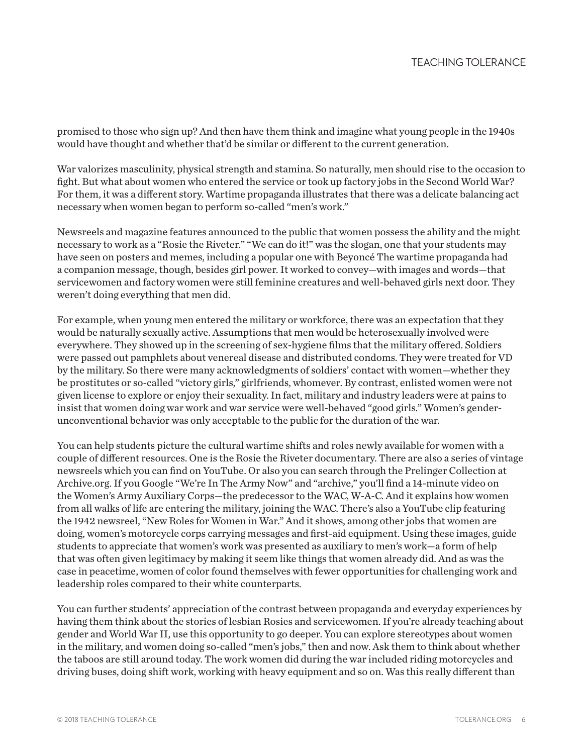promised to those who sign up? And then have them think and imagine what young people in the 1940s would have thought and whether that'd be similar or different to the current generation.

War valorizes masculinity, physical strength and stamina. So naturally, men should rise to the occasion to fight. But what about women who entered the service or took up factory jobs in the Second World War? For them, it was a different story. Wartime propaganda illustrates that there was a delicate balancing act necessary when women began to perform so-called "men's work."

Newsreels and magazine features announced to the public that women possess the ability and the might necessary to work as a "Rosie the Riveter." "We can do it!" was the slogan, one that your students may have seen on posters and memes, including a popular one with Beyoncé The wartime propaganda had a companion message, though, besides girl power. It worked to convey—with images and words—that servicewomen and factory women were still feminine creatures and well-behaved girls next door. They weren't doing everything that men did.

For example, when young men entered the military or workforce, there was an expectation that they would be naturally sexually active. Assumptions that men would be heterosexually involved were everywhere. They showed up in the screening of sex-hygiene films that the military offered. Soldiers were passed out pamphlets about venereal disease and distributed condoms. They were treated for VD by the military. So there were many acknowledgments of soldiers' contact with women—whether they be prostitutes or so-called "victory girls," girlfriends, whomever. By contrast, enlisted women were not given license to explore or enjoy their sexuality. In fact, military and industry leaders were at pains to insist that women doing war work and war service were well-behaved "good girls." Women's gender-unconventional behavior was only acceptable to the public for the duration of the war.

You can help students picture the cultural wartime shifts and roles newly available for women with a couple of different resources. One is the Rosie the Riveter documentary. There are also a series of vintage newsreels which you can find on YouTube. Or also you can search through the Prelinger Collection at Archive.org. If you Google "We're In The Army Now" and "archive," you'll find a 14-minute video on the Women's Army Auxiliary Corps—the predecessor to the WAC, W-A-C. And it explains how women from all walks of life are entering the military, joining the WAC. There's also a YouTube clip featuring the 1942 newsreel, "New Roles for Women in War." And it shows, among other jobs that women are doing, women's motorcycle corps carrying messages and first-aid equipment. Using these images, guide students to appreciate that women's work was presented as auxiliary to men's work—a form of help that was often given legitimacy by making it seem like things that women already did. And as was the case in peacetime, women of color found themselves with fewer opportunities for challenging work and leadership roles compared to their white counterparts.

You can further students' appreciation of the contrast between propaganda and everyday experiences by having them think about the stories of lesbian Rosies and servicewomen. If you're already teaching about gender and World War II, use this opportunity to go deeper. You can explore stereotypes about women in the military, and women doing so-called "men's jobs," then and now. Ask them to think about whether the taboos are still around today. The work women did during the war included riding motorcycles and driving buses, doing shift work, working with heavy equipment and so on. Was this really different than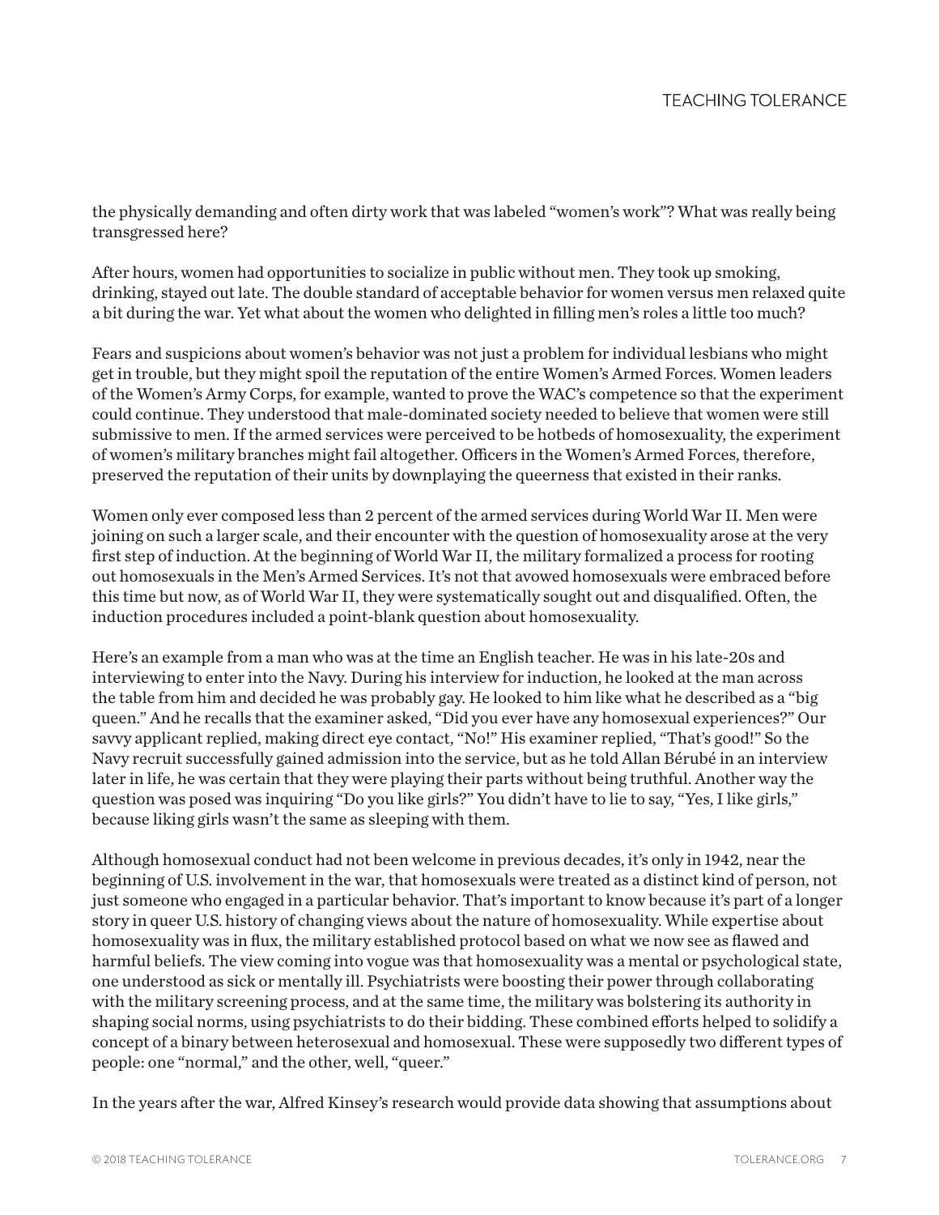the physically demanding and often dirty work that was labeled "women's work"? What was really being transgressed here?

After hours, women had opportunities to socialize in public without men. They took up smoking, drinking, stayed out late. The double standard of acceptable behavior for women versus men relaxed quite a bit during the war. Yet what about the women who delighted in filling men's roles a little too much?

Fears and suspicions about women's behavior was not just a problem for individual lesbians who might get in trouble, but they might spoil the reputation of the entire Women's Armed Forces. Women leaders of the Women's Army Corps, for example, wanted to prove the WAC's competence so that the experiment could continue. They understood that male-dominated society needed to believe that women were still submissive to men. If the armed services were perceived to be hotbeds of homosexuality, the experiment of women's military branches might fail altogether. Officers in the Women's Armed Forces, therefore, preserved the reputation of their units by downplaying the queerness that existed in their ranks.

Women only ever composed less than 2 percent of the armed services during World War II. Men were joining on such a larger scale, and their encounter with the question of homosexuality arose at the very first step of induction. At the beginning of World War II, the military formalized a process for rooting out homosexuals in the Men's Armed Services. It's not that avowed homosexuals were embraced before this time but now, as of World War II, they were systematically sought out and disqualified. Often, the induction procedures included a point-blank question about homosexuality.

Here's an example from a man who was at the time an English teacher. He was in his late-20s and interviewing to enter into the Navy. During his interview for induction, he looked at the man across the table from him and decided he was probably gay. He looked to him like what he described as a "big queen." And he recalls that the examiner asked, "Did you ever have any homosexual experiences?" Our savvy applicant replied, making direct eye contact, "No!" His examiner replied, "That's good!" So the Navy recruit successfully gained admission into the service, but as he told Allan Bérubé in an interview later in life, he was certain that they were playing their parts without being truthful. Another way the question was posed was inquiring "Do you like girls?" You didn't have to lie to say, "Yes, I like girls," because liking girls wasn't the same as sleeping with them.

Although homosexual conduct had not been welcome in previous decades, it's only in 1942, near the beginning of U.S. involvement in the war, that homosexuals were treated as a distinct kind of person, not just someone who engaged in a particular behavior. That's important to know because it's part of a longer story in queer U.S. history of changing views about the nature of homosexuality. While expertise about homosexuality was in flux, the military established protocol based on what we now see as flawed and harmful beliefs. The view coming into vogue was that homosexuality was a mental or psychological state, one understood as sick or mentally ill. Psychiatrists were boosting their power through collaborating with the military screening process, and at the same time, the military was bolstering its authority in shaping social norms, using psychiatrists to do their bidding. These combined efforts helped to solidify a concept of a binary between heterosexual and homosexual. These were supposedly two different types of people: one "normal," and the other, well, "queer."

In the years after the war, Alfred Kinsey's research would provide data showing that assumptions about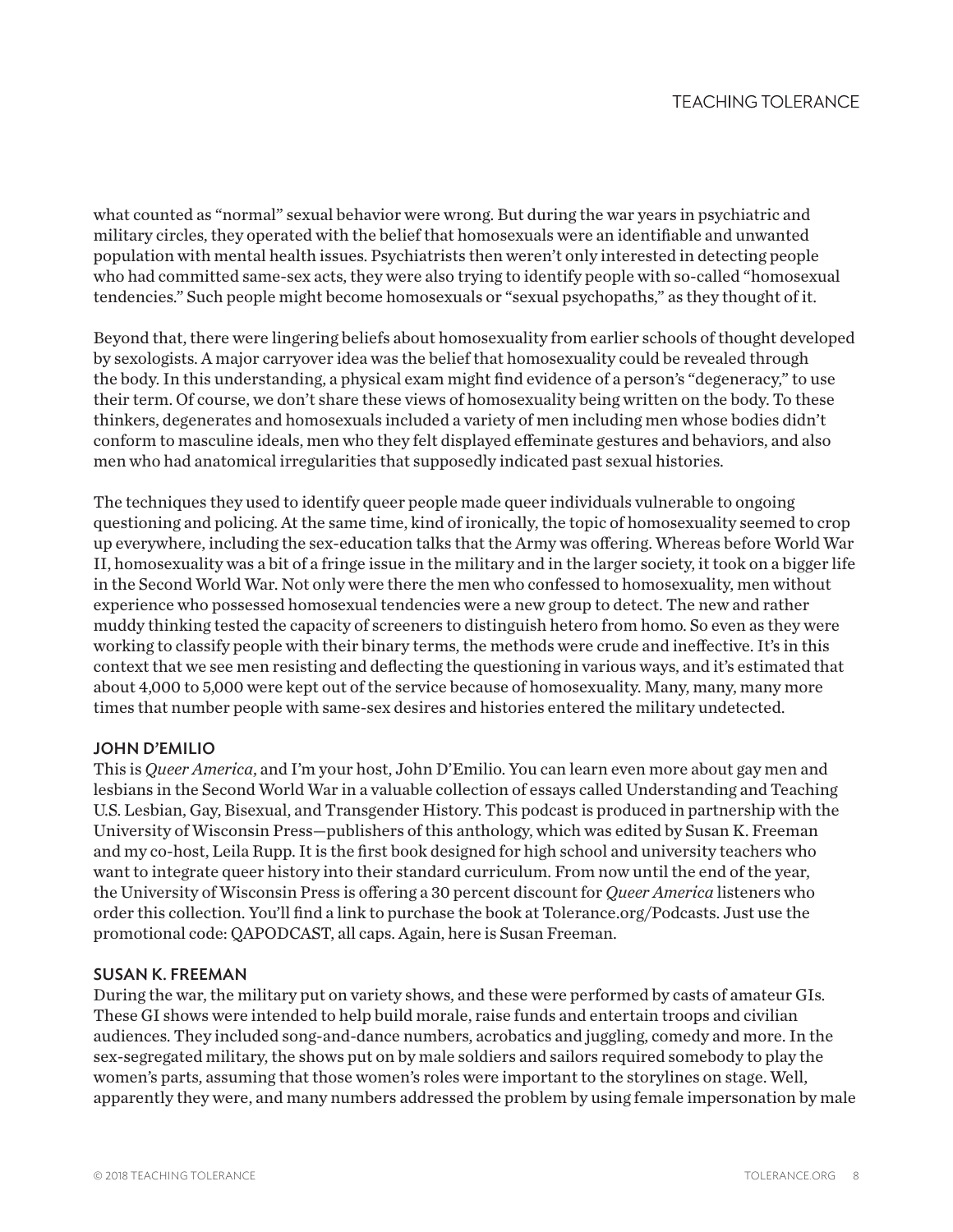what counted as "normal" sexual behavior were wrong. But during the war years in psychiatric and military circles, they operated with the belief that homosexuals were an identifiable and unwanted population with mental health issues. Psychiatrists then weren't only interested in detecting people who had committed same-sex acts, they were also trying to identify people with so-called "homosexual tendencies." Such people might become homosexuals or "sexual psychopaths," as they thought of it.

Beyond that, there were lingering beliefs about homosexuality from earlier schools of thought developed by sexologists. A major carryover idea was the belief that homosexuality could be revealed through the body. In this understanding, a physical exam might find evidence of a person's "degeneracy," to use their term. Of course, we don't share these views of homosexuality being written on the body. To these thinkers, degenerates and homosexuals included a variety of men including men whose bodies didn't conform to masculine ideals, men who they felt displayed effeminate gestures and behaviors, and also men who had anatomical irregularities that supposedly indicated past sexual histories.

The techniques they used to identify queer people made queer individuals vulnerable to ongoing questioning and policing. At the same time, kind of ironically, the topic of homosexuality seemed to crop up everywhere, including the sex-education talks that the Army was offering. Whereas before World War II, homosexuality was a bit of a fringe issue in the military and in the larger society, it took on a bigger life in the Second World War. Not only were there the men who confessed to homosexuality, men without experience who possessed homosexual tendencies were a new group to detect. The new and rather muddy thinking tested the capacity of screeners to distinguish hetero from homo. So even as they were working to classify people with their binary terms, the methods were crude and ineffective. It's in this context that we see men resisting and deflecting the questioning in various ways, and it's estimated that about 4,000 to 5,000 were kept out of the service because of homosexuality. Many, many, many more times that number people with same-sex desires and histories entered the military undetected.

**JOHN D'EMILIO**
This is *Queer America*, and I'm your host, John D'Emilio. You can learn even more about gay men and lesbians in the Second World War in a valuable collection of essays called Understanding and Teaching U.S. Lesbian, Gay, Bisexual, and Transgender History. This podcast is produced in partnership with the University of Wisconsin Press—publishers of this anthology, which was edited by Susan K. Freeman and my co-host, Leila Rupp. It is the first book designed for high school and university teachers who want to integrate queer history into their standard curriculum. From now until the end of the year, the University of Wisconsin Press is offering a 30 percent discount for *Queer America* listeners who order this collection. You'll find a link to purchase the book at Tolerance.org/Podcasts. Just use the promotional code: QAPODCAST, all caps. Again, here is Susan Freeman.

**SUSAN K. FREEMAN**
During the war, the military put on variety shows, and these were performed by casts of amateur GIs. These GI shows were intended to help build morale, raise funds and entertain troops and civilian audiences. They included song-and-dance numbers, acrobatics and juggling, comedy and more. In the sex-segregated military, the shows put on by male soldiers and sailors required somebody to play the women's parts, assuming that those women's roles were important to the storylines on stage. Well, apparently they were, and many numbers addressed the problem by using female impersonation by male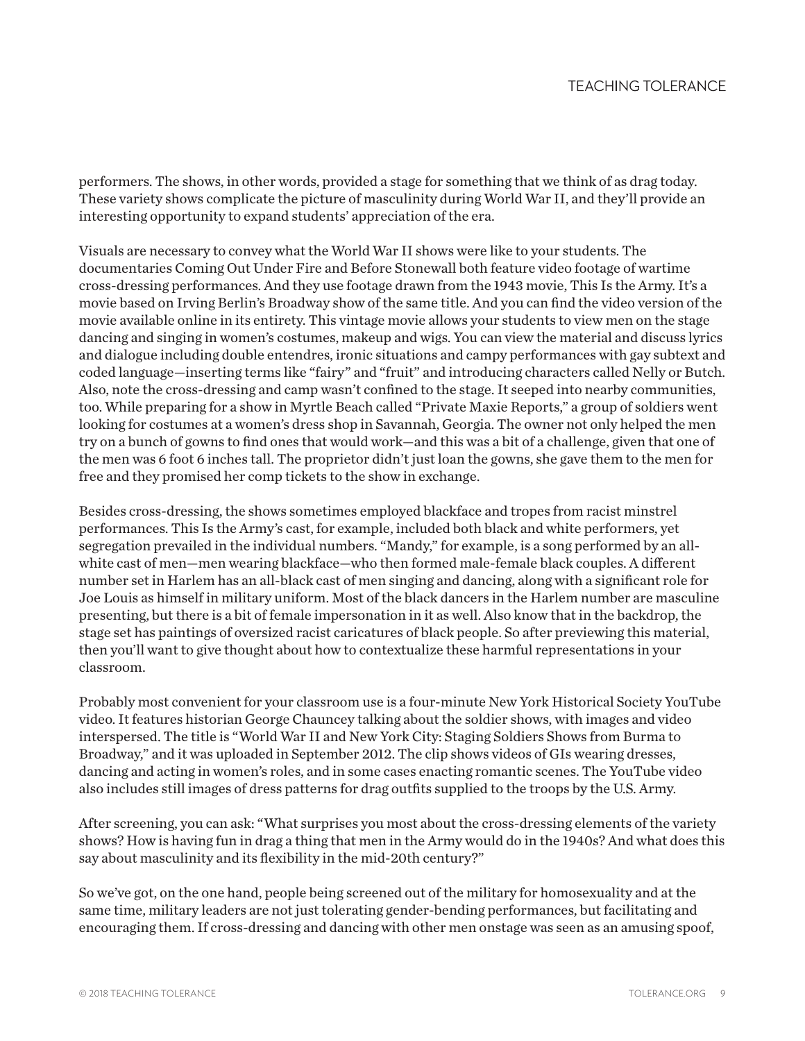performers. The shows, in other words, provided a stage for something that we think of as drag today. These variety shows complicate the picture of masculinity during World War II, and they'll provide an interesting opportunity to expand students' appreciation of the era.

Visuals are necessary to convey what the World War II shows were like to your students. The documentaries Coming Out Under Fire and Before Stonewall both feature video footage of wartime cross-dressing performances. And they use footage drawn from the 1943 movie, This Is the Army. It's a movie based on Irving Berlin's Broadway show of the same title. And you can find the video version of the movie available online in its entirety. This vintage movie allows your students to view men on the stage dancing and singing in women's costumes, makeup and wigs. You can view the material and discuss lyrics and dialogue including double entendres, ironic situations and campy performances with gay subtext and coded language—inserting terms like "fairy" and "fruit" and introducing characters called Nelly or Butch. Also, note the cross-dressing and camp wasn't confined to the stage. It seeped into nearby communities, too. While preparing for a show in Myrtle Beach called "Private Maxie Reports," a group of soldiers went looking for costumes at a women's dress shop in Savannah, Georgia. The owner not only helped the men try on a bunch of gowns to find ones that would work—and this was a bit of a challenge, given that one of the men was 6 foot 6 inches tall. The proprietor didn't just loan the gowns, she gave them to the men for free and they promised her comp tickets to the show in exchange.

Besides cross-dressing, the shows sometimes employed blackface and tropes from racist minstrel performances. This Is the Army's cast, for example, included both black and white performers, yet segregation prevailed in the individual numbers. "Mandy," for example, is a song performed by an all-white cast of men—men wearing blackface—who then formed male-female black couples. A different number set in Harlem has an all-black cast of men singing and dancing, along with a significant role for Joe Louis as himself in military uniform. Most of the black dancers in the Harlem number are masculine presenting, but there is a bit of female impersonation in it as well. Also know that in the backdrop, the stage set has paintings of oversized racist caricatures of black people. So after previewing this material, then you'll want to give thought about how to contextualize these harmful representations in your classroom.

Probably most convenient for your classroom use is a four-minute New York Historical Society YouTube video. It features historian George Chauncey talking about the soldier shows, with images and video interspersed. The title is "World War II and New York City: Staging Soldiers Shows from Burma to Broadway," and it was uploaded in September 2012. The clip shows videos of GIs wearing dresses, dancing and acting in women's roles, and in some cases enacting romantic scenes. The YouTube video also includes still images of dress patterns for drag outfits supplied to the troops by the U.S. Army.

After screening, you can ask: "What surprises you most about the cross-dressing elements of the variety shows? How is having fun in drag a thing that men in the Army would do in the 1940s? And what does this say about masculinity and its flexibility in the mid-20th century?"

So we've got, on the one hand, people being screened out of the military for homosexuality and at the same time, military leaders are not just tolerating gender-bending performances, but facilitating and encouraging them. If cross-dressing and dancing with other men onstage was seen as an amusing spoof,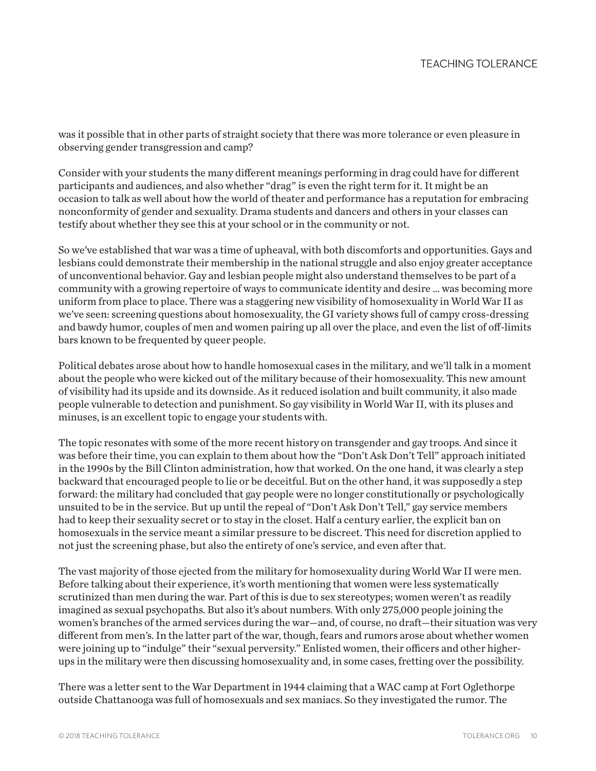was it possible that in other parts of straight society that there was more tolerance or even pleasure in observing gender transgression and camp?

Consider with your students the many different meanings performing in drag could have for different participants and audiences, and also whether "drag" is even the right term for it. It might be an occasion to talk as well about how the world of theater and performance has a reputation for embracing nonconformity of gender and sexuality. Drama students and dancers and others in your classes can testify about whether they see this at your school or in the community or not.

So we've established that war was a time of upheaval, with both discomforts and opportunities. Gays and lesbians could demonstrate their membership in the national struggle and also enjoy greater acceptance of unconventional behavior. Gay and lesbian people might also understand themselves to be part of a community with a growing repertoire of ways to communicate identity and desire … was becoming more uniform from place to place. There was a staggering new visibility of homosexuality in World War II as we've seen: screening questions about homosexuality, the GI variety shows full of campy cross-dressing and bawdy humor, couples of men and women pairing up all over the place, and even the list of off-limits bars known to be frequented by queer people.

Political debates arose about how to handle homosexual cases in the military, and we'll talk in a moment about the people who were kicked out of the military because of their homosexuality. This new amount of visibility had its upside and its downside. As it reduced isolation and built community, it also made people vulnerable to detection and punishment. So gay visibility in World War II, with its pluses and minuses, is an excellent topic to engage your students with.

The topic resonates with some of the more recent history on transgender and gay troops. And since it was before their time, you can explain to them about how the "Don't Ask Don't Tell" approach initiated in the 1990s by the Bill Clinton administration, how that worked. On the one hand, it was clearly a step backward that encouraged people to lie or be deceitful. But on the other hand, it was supposedly a step forward: the military had concluded that gay people were no longer constitutionally or psychologically unsuited to be in the service. But up until the repeal of "Don't Ask Don't Tell," gay service members had to keep their sexuality secret or to stay in the closet. Half a century earlier, the explicit ban on homosexuals in the service meant a similar pressure to be discreet. This need for discretion applied to not just the screening phase, but also the entirety of one's service, and even after that.

The vast majority of those ejected from the military for homosexuality during World War II were men. Before talking about their experience, it's worth mentioning that women were less systematically scrutinized than men during the war. Part of this is due to sex stereotypes; women weren't as readily imagined as sexual psychopaths. But also it's about numbers. With only 275,000 people joining the women's branches of the armed services during the war—and, of course, no draft—their situation was very different from men's. In the latter part of the war, though, fears and rumors arose about whether women were joining up to "indulge" their "sexual perversity." Enlisted women, their officers and other higher-ups in the military were then discussing homosexuality and, in some cases, fretting over the possibility.

There was a letter sent to the War Department in 1944 claiming that a WAC camp at Fort Oglethorpe outside Chattanooga was full of homosexuals and sex maniacs. So they investigated the rumor. The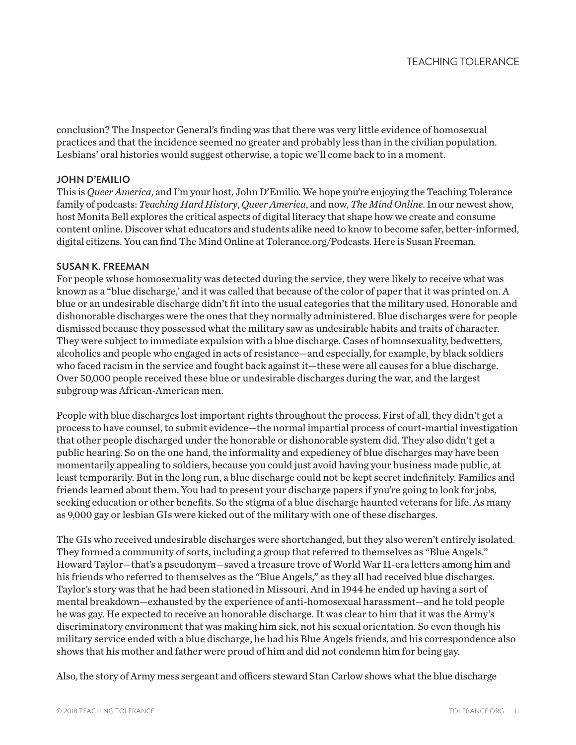conclusion? The Inspector General's finding was that there was very little evidence of homosexual practices and that the incidence seemed no greater and probably less than in the civilian population. Lesbians' oral histories would suggest otherwise, a topic we'll come back to in a moment.

**JOHN D'EMILIO**

This is *Queer America*, and I'm your host, John D'Emilio. We hope you're enjoying the Teaching Tolerance family of podcasts: *Teaching Hard History*, *Queer America*, and now, *The Mind Online*. In our newest show, host Monita Bell explores the critical aspects of digital literacy that shape how we create and consume content online. Discover what educators and students alike need to know to become safer, better-informed, digital citizens. You can find The Mind Online at Tolerance.org/Podcasts. Here is Susan Freeman.

**SUSAN K. FREEMAN**

For people whose homosexuality was detected during the service, they were likely to receive what was known as a "blue discharge,' and it was called that because of the color of paper that it was printed on. A blue or an undesirable discharge didn't fit into the usual categories that the military used. Honorable and dishonorable discharges were the ones that they normally administered. Blue discharges were for people dismissed because they possessed what the military saw as undesirable habits and traits of character. They were subject to immediate expulsion with a blue discharge. Cases of homosexuality, bedwetters, alcoholics and people who engaged in acts of resistance—and especially, for example, by black soldiers who faced racism in the service and fought back against it—these were all causes for a blue discharge. Over 50,000 people received these blue or undesirable discharges during the war, and the largest subgroup was African-American men.

People with blue discharges lost important rights throughout the process. First of all, they didn't get a process to have counsel, to submit evidence—the normal impartial process of court-martial investigation that other people discharged under the honorable or dishonorable system did. They also didn't get a public hearing. So on the one hand, the informality and expediency of blue discharges may have been momentarily appealing to soldiers, because you could just avoid having your business made public, at least temporarily. But in the long run, a blue discharge could not be kept secret indefinitely. Families and friends learned about them. You had to present your discharge papers if you're going to look for jobs, seeking education or other benefits. So the stigma of a blue discharge haunted veterans for life. As many as 9,000 gay or lesbian GIs were kicked out of the military with one of these discharges.

The GIs who received undesirable discharges were shortchanged, but they also weren't entirely isolated. They formed a community of sorts, including a group that referred to themselves as "Blue Angels." Howard Taylor—that's a pseudonym—saved a treasure trove of World War II-era letters among him and his friends who referred to themselves as the "Blue Angels," as they all had received blue discharges. Taylor's story was that he had been stationed in Missouri. And in 1944 he ended up having a sort of mental breakdown—exhausted by the experience of anti-homosexual harassment—and he told people he was gay. He expected to receive an honorable discharge. It was clear to him that it was the Army's discriminatory environment that was making him sick, not his sexual orientation. So even though his military service ended with a blue discharge, he had his Blue Angels friends, and his correspondence also shows that his mother and father were proud of him and did not condemn him for being gay.

Also, the story of Army mess sergeant and officers steward Stan Carlow shows what the blue discharge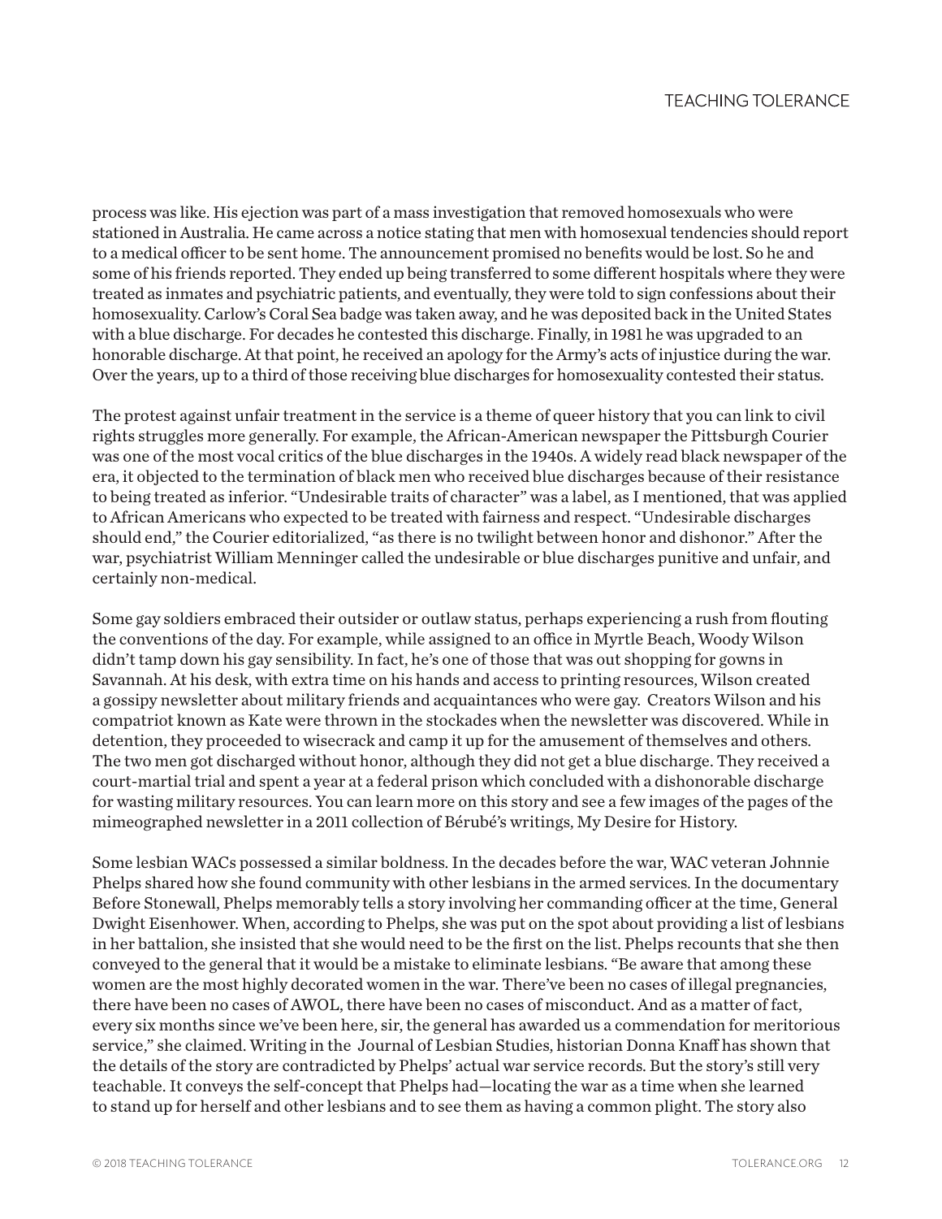process was like. His ejection was part of a mass investigation that removed homosexuals who were stationed in Australia. He came across a notice stating that men with homosexual tendencies should report to a medical officer to be sent home. The announcement promised no benefits would be lost. So he and some of his friends reported. They ended up being transferred to some different hospitals where they were treated as inmates and psychiatric patients, and eventually, they were told to sign confessions about their homosexuality. Carlow's Coral Sea badge was taken away, and he was deposited back in the United States with a blue discharge. For decades he contested this discharge. Finally, in 1981 he was upgraded to an honorable discharge. At that point, he received an apology for the Army's acts of injustice during the war. Over the years, up to a third of those receiving blue discharges for homosexuality contested their status.

The protest against unfair treatment in the service is a theme of queer history that you can link to civil rights struggles more generally. For example, the African-American newspaper the Pittsburgh Courier was one of the most vocal critics of the blue discharges in the 1940s. A widely read black newspaper of the era, it objected to the termination of black men who received blue discharges because of their resistance to being treated as inferior. "Undesirable traits of character" was a label, as I mentioned, that was applied to African Americans who expected to be treated with fairness and respect. "Undesirable discharges should end," the Courier editorialized, "as there is no twilight between honor and dishonor." After the war, psychiatrist William Menninger called the undesirable or blue discharges punitive and unfair, and certainly non-medical.

Some gay soldiers embraced their outsider or outlaw status, perhaps experiencing a rush from flouting the conventions of the day. For example, while assigned to an office in Myrtle Beach, Woody Wilson didn't tamp down his gay sensibility. In fact, he's one of those that was out shopping for gowns in Savannah. At his desk, with extra time on his hands and access to printing resources, Wilson created a gossipy newsletter about military friends and acquaintances who were gay. Creators Wilson and his compatriot known as Kate were thrown in the stockades when the newsletter was discovered. While in detention, they proceeded to wisecrack and camp it up for the amusement of themselves and others. The two men got discharged without honor, although they did not get a blue discharge. They received a court-martial trial and spent a year at a federal prison which concluded with a dishonorable discharge for wasting military resources. You can learn more on this story and see a few images of the pages of the mimeographed newsletter in a 2011 collection of Bérubé's writings, My Desire for History.

Some lesbian WACs possessed a similar boldness. In the decades before the war, WAC veteran Johnnie Phelps shared how she found community with other lesbians in the armed services. In the documentary Before Stonewall, Phelps memorably tells a story involving her commanding officer at the time, General Dwight Eisenhower. When, according to Phelps, she was put on the spot about providing a list of lesbians in her battalion, she insisted that she would need to be the first on the list. Phelps recounts that she then conveyed to the general that it would be a mistake to eliminate lesbians. "Be aware that among these women are the most highly decorated women in the war. There've been no cases of illegal pregnancies, there have been no cases of AWOL, there have been no cases of misconduct. And as a matter of fact, every six months since we've been here, sir, the general has awarded us a commendation for meritorious service," she claimed. Writing in the Journal of Lesbian Studies, historian Donna Knaff has shown that the details of the story are contradicted by Phelps' actual war service records. But the story's still very teachable. It conveys the self-concept that Phelps had—locating the war as a time when she learned to stand up for herself and other lesbians and to see them as having a common plight. The story also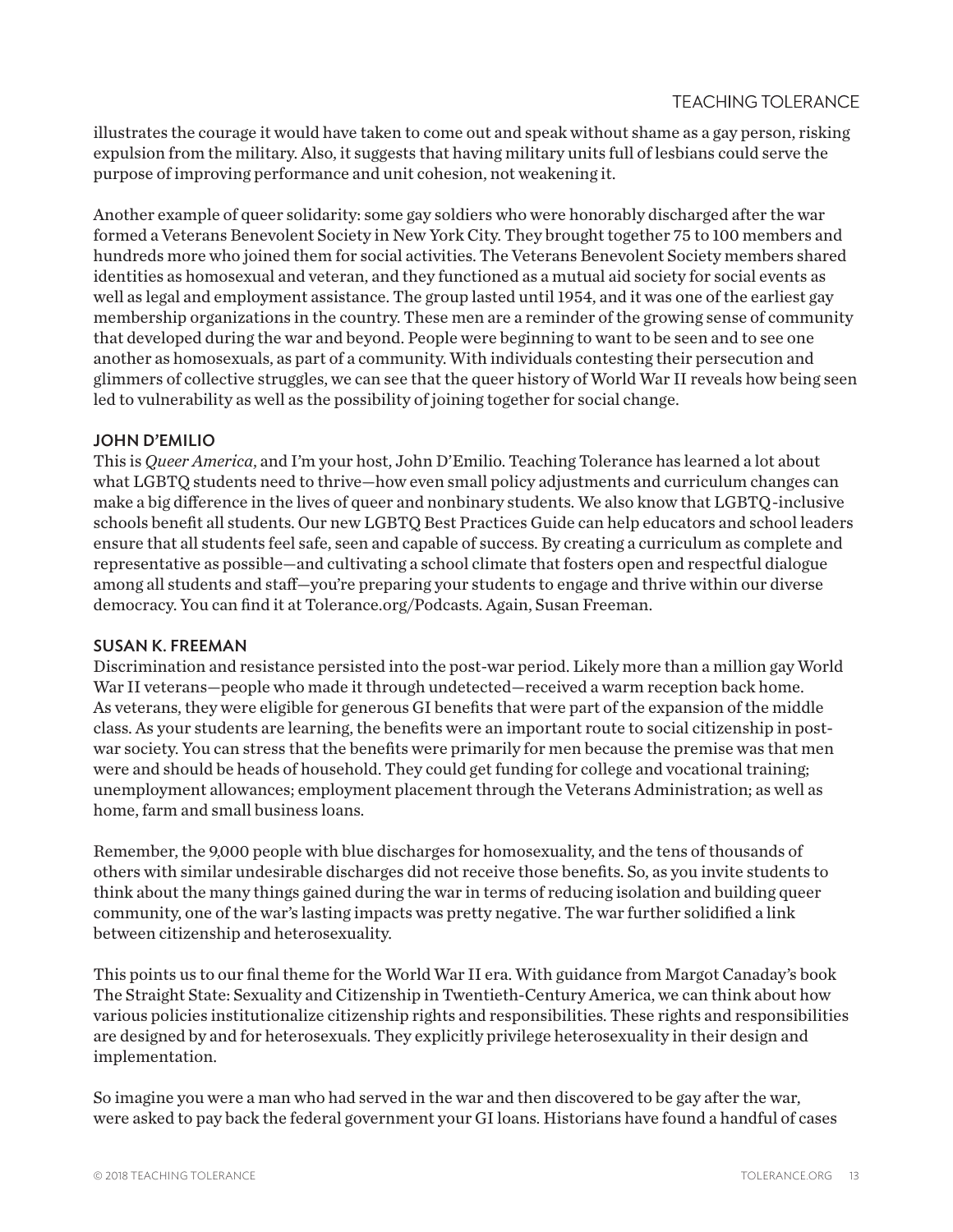illustrates the courage it would have taken to come out and speak without shame as a gay person, risking expulsion from the military. Also, it suggests that having military units full of lesbians could serve the purpose of improving performance and unit cohesion, not weakening it.

Another example of queer solidarity: some gay soldiers who were honorably discharged after the war formed a Veterans Benevolent Society in New York City. They brought together 75 to 100 members and hundreds more who joined them for social activities. The Veterans Benevolent Society members shared identities as homosexual and veteran, and they functioned as a mutual aid society for social events as well as legal and employment assistance. The group lasted until 1954, and it was one of the earliest gay membership organizations in the country. These men are a reminder of the growing sense of community that developed during the war and beyond. People were beginning to want to be seen and to see one another as homosexuals, as part of a community. With individuals contesting their persecution and glimmers of collective struggles, we can see that the queer history of World War II reveals how being seen led to vulnerability as well as the possibility of joining together for social change.

**JOHN D'EMILIO**

This is *Queer America*, and I'm your host, John D'Emilio. Teaching Tolerance has learned a lot about what LGBTQ students need to thrive—how even small policy adjustments and curriculum changes can make a big difference in the lives of queer and nonbinary students. We also know that LGBTQ-inclusive schools benefit all students. Our new LGBTQ Best Practices Guide can help educators and school leaders ensure that all students feel safe, seen and capable of success. By creating a curriculum as complete and representative as possible—and cultivating a school climate that fosters open and respectful dialogue among all students and staff—you're preparing your students to engage and thrive within our diverse democracy. You can find it at Tolerance.org/Podcasts. Again, Susan Freeman.

**SUSAN K. FREEMAN**

Discrimination and resistance persisted into the post-war period. Likely more than a million gay World War II veterans—people who made it through undetected—received a warm reception back home. As veterans, they were eligible for generous GI benefits that were part of the expansion of the middle class. As your students are learning, the benefits were an important route to social citizenship in post-war society. You can stress that the benefits were primarily for men because the premise was that men were and should be heads of household. They could get funding for college and vocational training; unemployment allowances; employment placement through the Veterans Administration; as well as home, farm and small business loans.

Remember, the 9,000 people with blue discharges for homosexuality, and the tens of thousands of others with similar undesirable discharges did not receive those benefits. So, as you invite students to think about the many things gained during the war in terms of reducing isolation and building queer community, one of the war's lasting impacts was pretty negative. The war further solidified a link between citizenship and heterosexuality.

This points us to our final theme for the World War II era. With guidance from Margot Canaday's book The Straight State: Sexuality and Citizenship in Twentieth-Century America, we can think about how various policies institutionalize citizenship rights and responsibilities. These rights and responsibilities are designed by and for heterosexuals. They explicitly privilege heterosexuality in their design and implementation.

So imagine you were a man who had served in the war and then discovered to be gay after the war, were asked to pay back the federal government your GI loans. Historians have found a handful of cases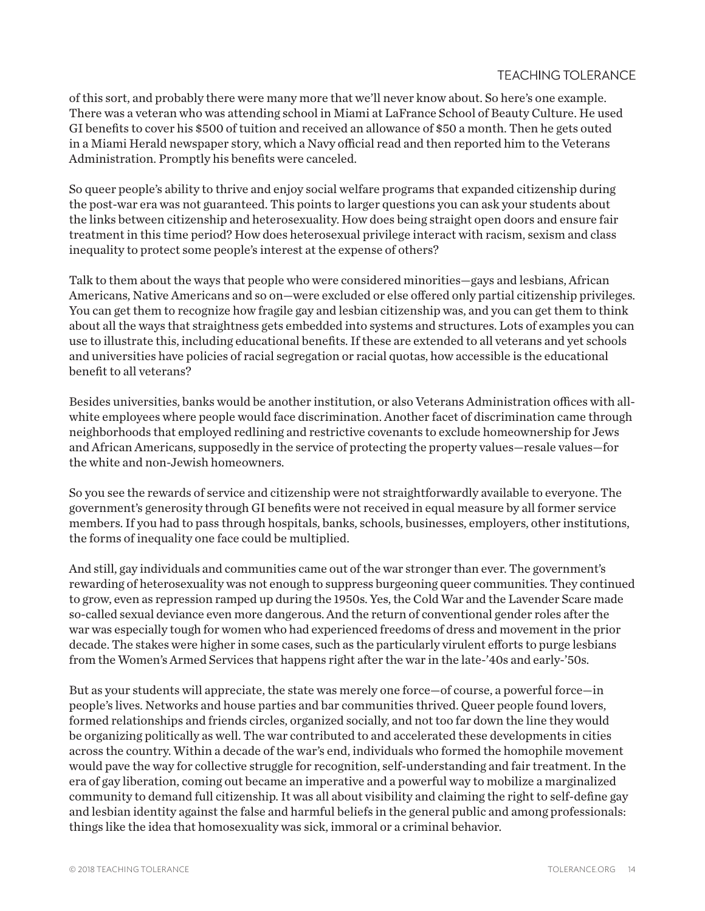of this sort, and probably there were many more that we'll never know about. So here's one example. There was a veteran who was attending school in Miami at LaFrance School of Beauty Culture. He used GI benefits to cover his $500 of tuition and received an allowance of $50 a month. Then he gets outed in a Miami Herald newspaper story, which a Navy official read and then reported him to the Veterans Administration. Promptly his benefits were canceled.

So queer people's ability to thrive and enjoy social welfare programs that expanded citizenship during the post-war era was not guaranteed. This points to larger questions you can ask your students about the links between citizenship and heterosexuality. How does being straight open doors and ensure fair treatment in this time period? How does heterosexual privilege interact with racism, sexism and class inequality to protect some people's interest at the expense of others?

Talk to them about the ways that people who were considered minorities—gays and lesbians, African Americans, Native Americans and so on—were excluded or else offered only partial citizenship privileges. You can get them to recognize how fragile gay and lesbian citizenship was, and you can get them to think about all the ways that straightness gets embedded into systems and structures. Lots of examples you can use to illustrate this, including educational benefits. If these are extended to all veterans and yet schools and universities have policies of racial segregation or racial quotas, how accessible is the educational benefit to all veterans?

Besides universities, banks would be another institution, or also Veterans Administration offices with all-white employees where people would face discrimination. Another facet of discrimination came through neighborhoods that employed redlining and restrictive covenants to exclude homeownership for Jews and African Americans, supposedly in the service of protecting the property values—resale values—for the white and non-Jewish homeowners.

So you see the rewards of service and citizenship were not straightforwardly available to everyone. The government's generosity through GI benefits were not received in equal measure by all former service members. If you had to pass through hospitals, banks, schools, businesses, employers, other institutions, the forms of inequality one face could be multiplied.

And still, gay individuals and communities came out of the war stronger than ever. The government's rewarding of heterosexuality was not enough to suppress burgeoning queer communities. They continued to grow, even as repression ramped up during the 1950s. Yes, the Cold War and the Lavender Scare made so-called sexual deviance even more dangerous. And the return of conventional gender roles after the war was especially tough for women who had experienced freedoms of dress and movement in the prior decade. The stakes were higher in some cases, such as the particularly virulent efforts to purge lesbians from the Women's Armed Services that happens right after the war in the late-'40s and early-'50s.

But as your students will appreciate, the state was merely one force—of course, a powerful force—in people's lives. Networks and house parties and bar communities thrived. Queer people found lovers, formed relationships and friends circles, organized socially, and not too far down the line they would be organizing politically as well. The war contributed to and accelerated these developments in cities across the country. Within a decade of the war's end, individuals who formed the homophile movement would pave the way for collective struggle for recognition, self-understanding and fair treatment. In the era of gay liberation, coming out became an imperative and a powerful way to mobilize a marginalized community to demand full citizenship. It was all about visibility and claiming the right to self-define gay and lesbian identity against the false and harmful beliefs in the general public and among professionals: things like the idea that homosexuality was sick, immoral or a criminal behavior.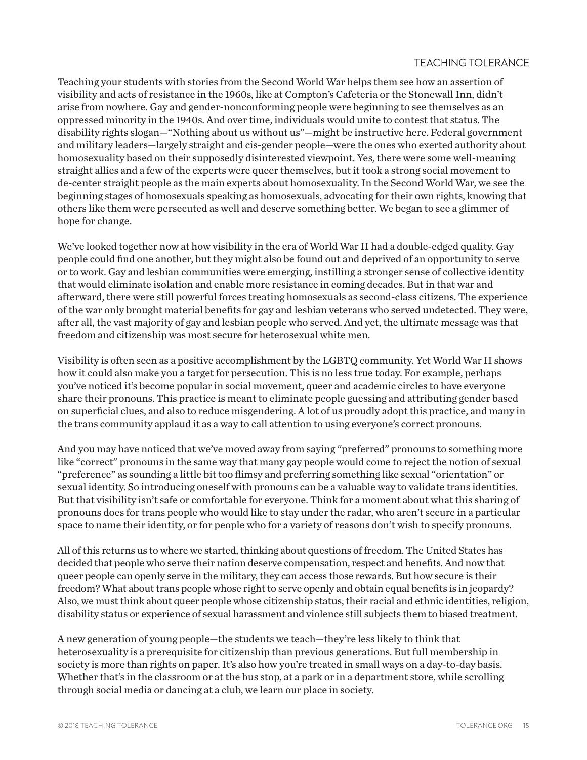Teaching your students with stories from the Second World War helps them see how an assertion of visibility and acts of resistance in the 1960s, like at Compton's Cafeteria or the Stonewall Inn, didn't arise from nowhere. Gay and gender-nonconforming people were beginning to see themselves as an oppressed minority in the 1940s. And over time, individuals would unite to contest that status. The disability rights slogan—"Nothing about us without us"—might be instructive here. Federal government and military leaders—largely straight and cis-gender people—were the ones who exerted authority about homosexuality based on their supposedly disinterested viewpoint. Yes, there were some well-meaning straight allies and a few of the experts were queer themselves, but it took a strong social movement to de-center straight people as the main experts about homosexuality. In the Second World War, we see the beginning stages of homosexuals speaking as homosexuals, advocating for their own rights, knowing that others like them were persecuted as well and deserve something better. We began to see a glimmer of hope for change.

We've looked together now at how visibility in the era of World War II had a double-edged quality. Gay people could find one another, but they might also be found out and deprived of an opportunity to serve or to work. Gay and lesbian communities were emerging, instilling a stronger sense of collective identity that would eliminate isolation and enable more resistance in coming decades. But in that war and afterward, there were still powerful forces treating homosexuals as second-class citizens. The experience of the war only brought material benefits for gay and lesbian veterans who served undetected. They were, after all, the vast majority of gay and lesbian people who served. And yet, the ultimate message was that freedom and citizenship was most secure for heterosexual white men.

Visibility is often seen as a positive accomplishment by the LGBTQ community. Yet World War II shows how it could also make you a target for persecution. This is no less true today. For example, perhaps you've noticed it's become popular in social movement, queer and academic circles to have everyone share their pronouns. This practice is meant to eliminate people guessing and attributing gender based on superficial clues, and also to reduce misgendering. A lot of us proudly adopt this practice, and many in the trans community applaud it as a way to call attention to using everyone's correct pronouns.

And you may have noticed that we've moved away from saying "preferred" pronouns to something more like "correct" pronouns in the same way that many gay people would come to reject the notion of sexual "preference" as sounding a little bit too flimsy and preferring something like sexual "orientation" or sexual identity. So introducing oneself with pronouns can be a valuable way to validate trans identities. But that visibility isn't safe or comfortable for everyone. Think for a moment about what this sharing of pronouns does for trans people who would like to stay under the radar, who aren't secure in a particular space to name their identity, or for people who for a variety of reasons don't wish to specify pronouns.

All of this returns us to where we started, thinking about questions of freedom. The United States has decided that people who serve their nation deserve compensation, respect and benefits. And now that queer people can openly serve in the military, they can access those rewards. But how secure is their freedom? What about trans people whose right to serve openly and obtain equal benefits is in jeopardy? Also, we must think about queer people whose citizenship status, their racial and ethnic identities, religion, disability status or experience of sexual harassment and violence still subjects them to biased treatment.

A new generation of young people—the students we teach—they're less likely to think that heterosexuality is a prerequisite for citizenship than previous generations. But full membership in society is more than rights on paper. It's also how you're treated in small ways on a day-to-day basis. Whether that's in the classroom or at the bus stop, at a park or in a department store, while scrolling through social media or dancing at a club, we learn our place in society.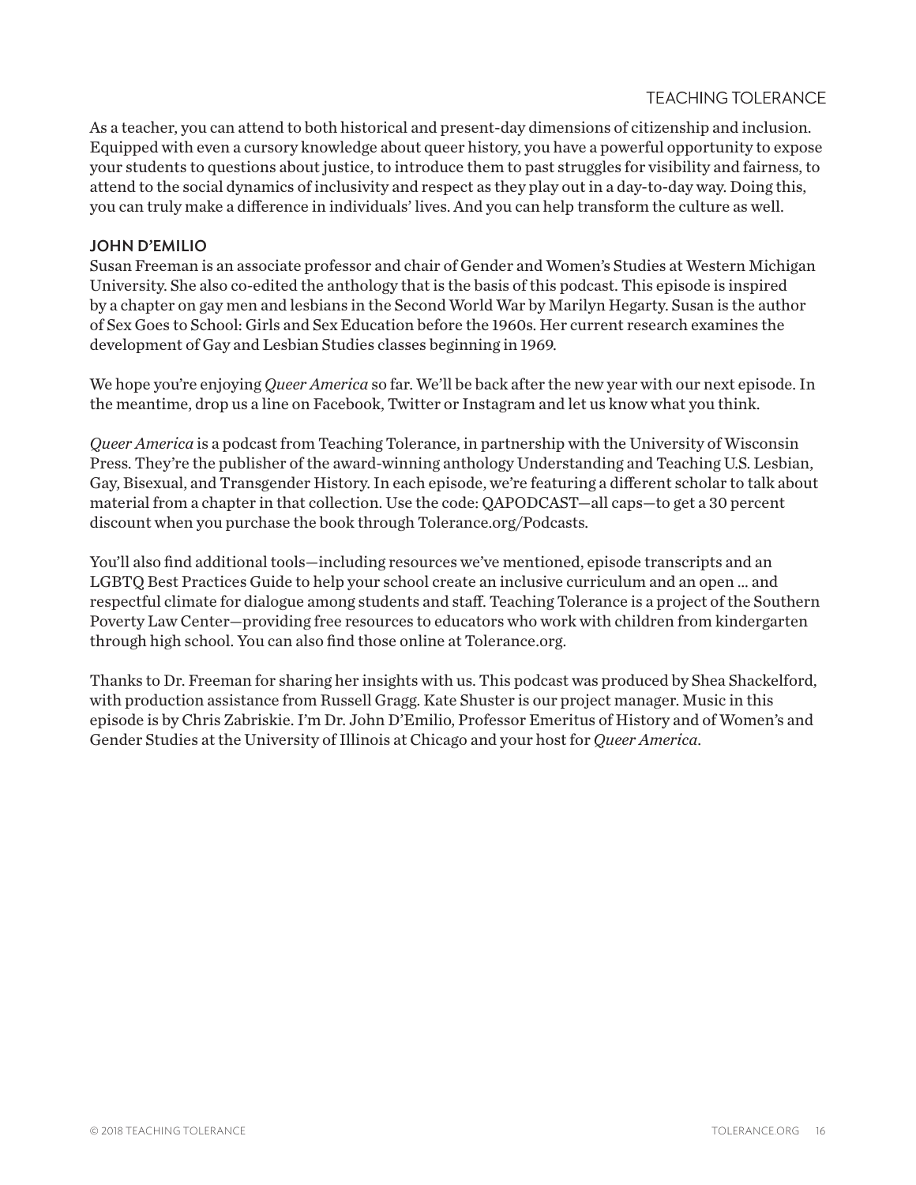As a teacher, you can attend to both historical and present-day dimensions of citizenship and inclusion. Equipped with even a cursory knowledge about queer history, you have a powerful opportunity to expose your students to questions about justice, to introduce them to past struggles for visibility and fairness, to attend to the social dynamics of inclusivity and respect as they play out in a day-to-day way. Doing this, you can truly make a difference in individuals' lives. And you can help transform the culture as well.

**JOHN D'EMILIO**

Susan Freeman is an associate professor and chair of Gender and Women's Studies at Western Michigan University. She also co-edited the anthology that is the basis of this podcast. This episode is inspired by a chapter on gay men and lesbians in the Second World War by Marilyn Hegarty. Susan is the author of Sex Goes to School: Girls and Sex Education before the 1960s. Her current research examines the development of Gay and Lesbian Studies classes beginning in 1969.

We hope you're enjoying *Queer America* so far. We'll be back after the new year with our next episode. In the meantime, drop us a line on Facebook, Twitter or Instagram and let us know what you think.

*Queer America* is a podcast from Teaching Tolerance, in partnership with the University of Wisconsin Press. They're the publisher of the award-winning anthology Understanding and Teaching U.S. Lesbian, Gay, Bisexual, and Transgender History. In each episode, we're featuring a different scholar to talk about material from a chapter in that collection. Use the code: QAPODCAST—all caps—to get a 30 percent discount when you purchase the book through Tolerance.org/Podcasts.

You'll also find additional tools—including resources we've mentioned, episode transcripts and an LGBTQ Best Practices Guide to help your school create an inclusive curriculum and an open ... and respectful climate for dialogue among students and staff. Teaching Tolerance is a project of the Southern Poverty Law Center—providing free resources to educators who work with children from kindergarten through high school. You can also find those online at Tolerance.org.

Thanks to Dr. Freeman for sharing her insights with us. This podcast was produced by Shea Shackelford, with production assistance from Russell Gragg. Kate Shuster is our project manager. Music in this episode is by Chris Zabriskie. I'm Dr. John D'Emilio, Professor Emeritus of History and of Women's and Gender Studies at the University of Illinois at Chicago and your host for *Queer America*.